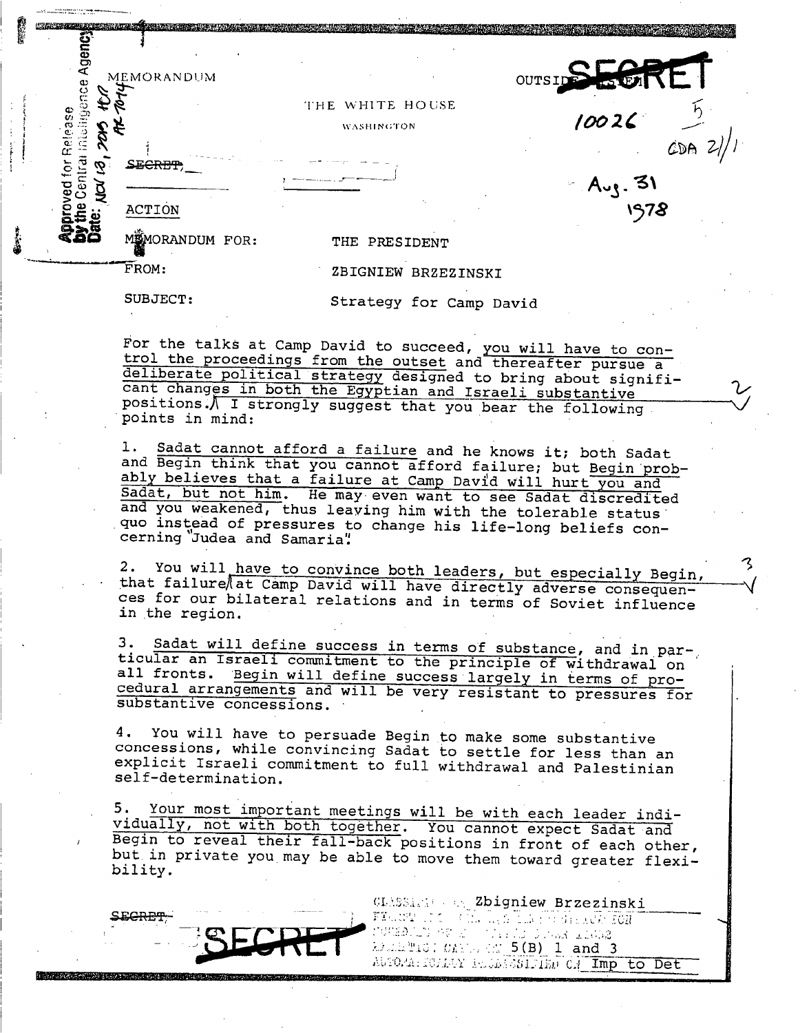Approved for Release by the Central Intelligence Agency Date: NOV 18, 2015 HCR AR 70-14

MEMORANDUM

THE WHITE HOUSE

WASHINGTON

OUTSIDE SYSTEM

SECRET

10026

5

CDA 2/1

Aug. 31 1978

SECRET

ACTION

MEMORANDUM FOR: THE PRESIDENT

FROM: ZBIGNIEW BRZEZINSKI

SUBJECT: Strategy for Camp David

For the talks at Camp David to succeed, you will have to control the proceedings from the outset and thereafter pursue a deliberate political strategy designed to bring about significant changes in both the Egyptian and Israeli substantive positions. I strongly suggest that you bear the following points in mind:

1. Sadat cannot afford a failure and he knows it; both Sadat and Begin think that you cannot afford failure; but Begin probably believes that a failure at Camp David will hurt you and Sadat, but not him. He may even want to see Sadat discredited and you weakened, thus leaving him with the tolerable status quo instead of pressures to change his life-long beliefs concerning "Judea and Samaria".

2. You will have to convince both leaders, but especially Begin, that failure at Camp David will have directly adverse consequences for our bilateral relations and in terms of Soviet influence in the region.

3. Sadat will define success in terms of substance, and in particular an Israeli commitment to the principle of withdrawal on all fronts. Begin will define success largely in terms of procedural arrangements and will be very resistant to pressures for substantive concessions.

4. You will have to persuade Begin to make some substantive concessions, while convincing Sadat to settle for less than an explicit Israeli commitment to full withdrawal and Palestinian self-determination.

5. Your most important meetings will be with each leader individually, not with both together. You cannot expect Sadat and Begin to reveal their fall-back positions in front of each other, but in private you may be able to move them toward greater flexibility.

SECRET

SECRET

CLASSIFIED BY Zbigniew Brzezinski
EXEMPT FROM GENERAL DECLASSIFICATION SCHEDULE OF E.O. 11652
EXEMPTION CATEGORY 5(B) 1 and 3
AUTOMATICALLY DECLASSIFIED ON Imp to Det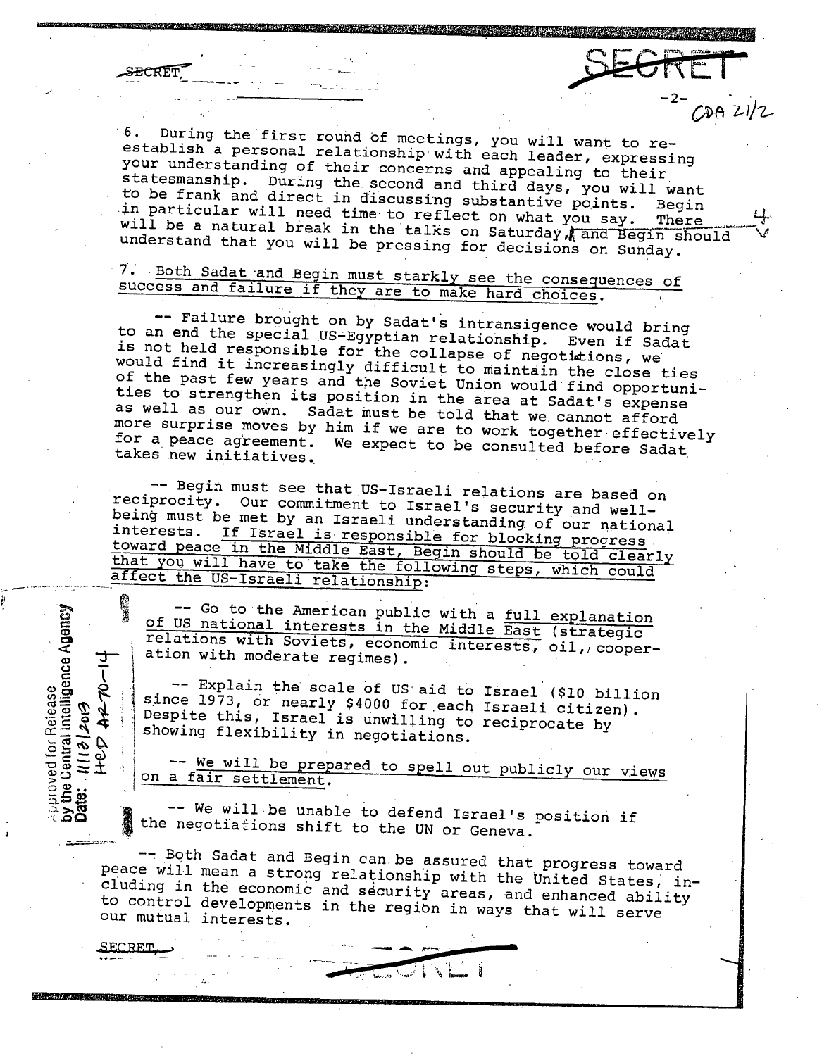6. During the first round of meetings, you will want to re-establish a personal relationship with each leader, expressing your understanding of their concerns and appealing to their statesmanship. During the second and third days, you will want to be frank and direct in discussing substantive points. Begin in particular will need time to reflect on what you say. There will be a natural break in the talks on Saturday, and Begin should understand that you will be pressing for decisions on Sunday.

7. Both Sadat and Begin must starkly see the consequences of success and failure if they are to make hard choices.

-- Failure brought on by Sadat's intransigence would bring to an end the special US-Egyptian relationship. Even if Sadat is not held responsible for the collapse of negotiations, we would find it increasingly difficult to maintain the close ties of the past few years and the Soviet Union would find opportunities to strengthen its position in the area at Sadat's expense as well as our own. Sadat must be told that we cannot afford more surprise moves by him if we are to work together effectively for a peace agreement. We expect to be consulted before Sadat takes new initiatives.

-- Begin must see that US-Israeli relations are based on reciprocity. Our commitment to Israel's security and well-being must be met by an Israeli understanding of our national interests. If Israel is responsible for blocking progress toward peace in the Middle East, Begin should be told clearly that you will have to take the following steps, which could affect the US-Israeli relationship:

-- Go to the American public with a full explanation of US national interests in the Middle East (strategic relations with Soviets, economic interests, oil, cooperation with moderate regimes).

-- Explain the scale of US aid to Israel ($10 billion since 1973, or nearly $4000 for each Israeli citizen). Despite this, Israel is unwilling to reciprocate by showing flexibility in negotiations.

-- We will be prepared to spell out publicly our views on a fair settlement.

-- We will be unable to defend Israel's position if the negotiations shift to the UN or Geneva.

-- Both Sadat and Begin can be assured that progress toward peace will mean a strong relationship with the United States, including in the economic and security areas, and enhanced ability to control developments in the region in ways that will serve our mutual interests.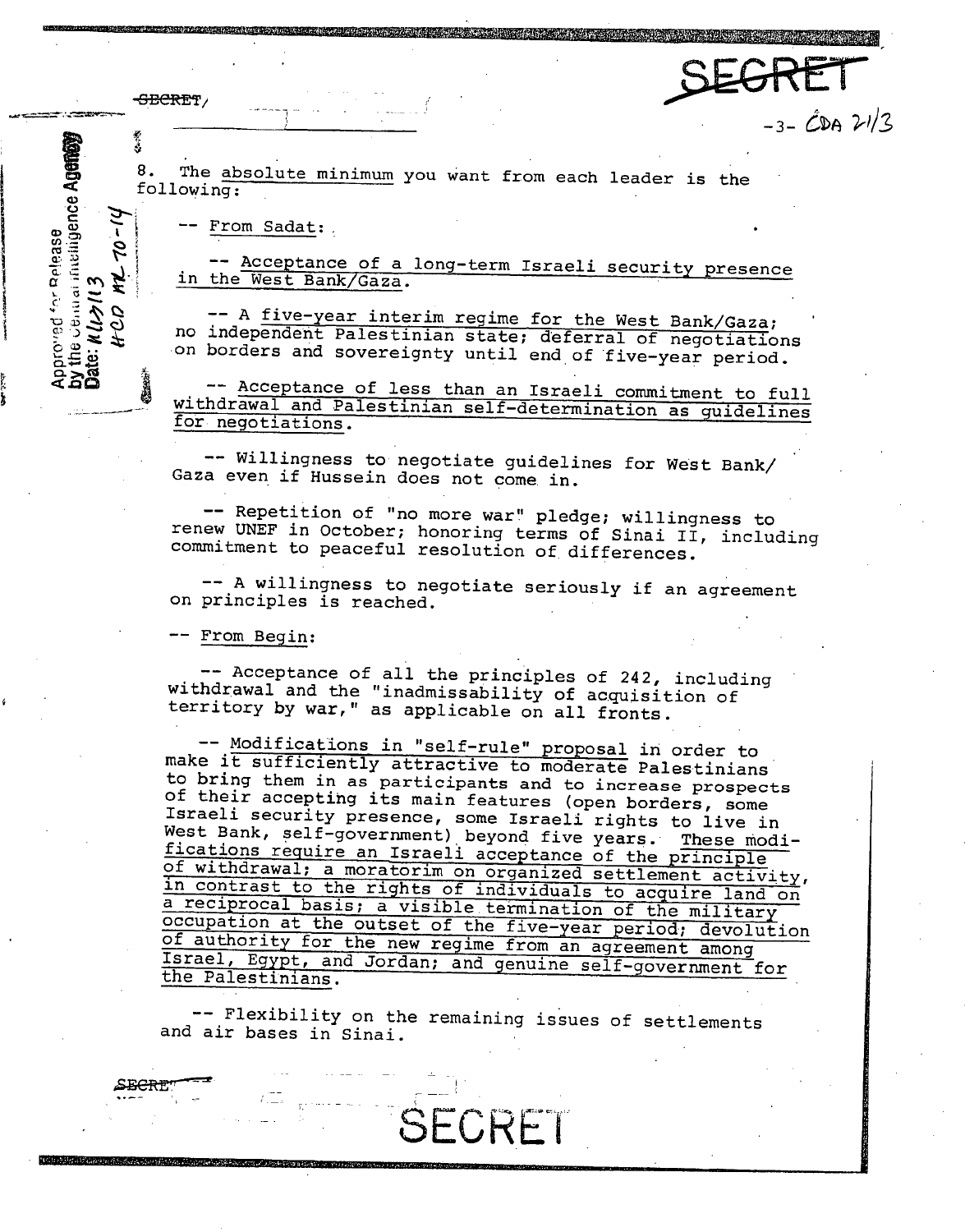8. The absolute minimum you want from each leader is the following:

-- From Sadat:

-- Acceptance of a long-term Israeli security presence in the West Bank/Gaza.

-- A five-year interim regime for the West Bank/Gaza; no independent Palestinian state; deferral of negotiations on borders and sovereignty until end of five-year period.

-- Acceptance of less than an Israeli commitment to full withdrawal and Palestinian self-determination as guidelines for negotiations.

-- Willingness to negotiate guidelines for West Bank/Gaza even if Hussein does not come in.

-- Repetition of "no more war" pledge; willingness to renew UNEF in October; honoring terms of Sinai II, including commitment to peaceful resolution of differences.

-- A willingness to negotiate seriously if an agreement on principles is reached.

-- From Begin:

-- Acceptance of all the principles of 242, including withdrawal and the "inadmissability of acquisition of territory by war," as applicable on all fronts.

-- Modifications in "self-rule" proposal in order to make it sufficiently attractive to moderate Palestinians to bring them in as participants and to increase prospects of their accepting its main features (open borders, some Israeli security presence, some Israeli rights to live in West Bank, self-government) beyond five years. These modifications require an Israeli acceptance of the principle of withdrawal; a moratorim on organized settlement activity, in contrast to the rights of individuals to acquire land on a reciprocal basis; a visible termination of the military occupation at the outset of the five-year period; devolution of authority for the new regime from an agreement among Israel, Egypt, and Jordan; and genuine self-government for the Palestinians.

-- Flexibility on the remaining issues of settlements and air bases in Sinai.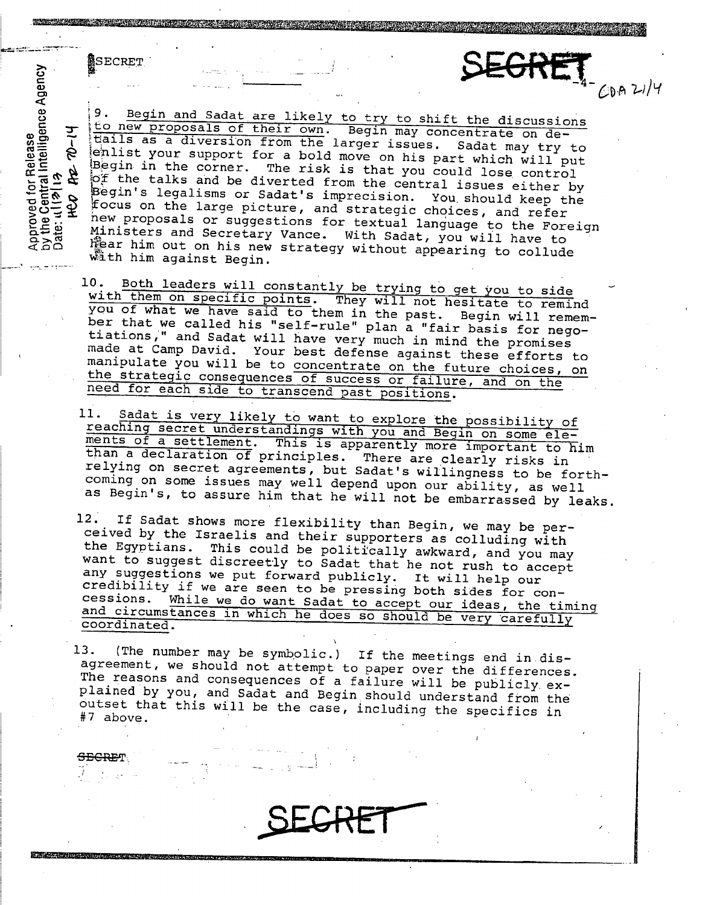SECRET

9. Begin and Sadat are likely to try to shift the discussions to new proposals of their own. Begin may concentrate on details as a diversion from the larger issues. Sadat may try to enlist your support for a bold move on his part which will put Begin in the corner. The risk is that you could lose control of the talks and be diverted from the central issues either by Begin's legalisms or Sadat's imprecision. You should keep the focus on the large picture, and strategic choices, and refer new proposals or suggestions for textual language to the Foreign Ministers and Secretary Vance. With Sadat, you will have to hear him out on his new strategy without appearing to collude with him against Begin.

10. Both leaders will constantly be trying to get you to side with them on specific points. They will not hesitate to remind you of what we have said to them in the past. Begin will remember that we called his "self-rule" plan a "fair basis for negotiations," and Sadat will have very much in mind the promises made at Camp David. Your best defense against these efforts to manipulate you will be to concentrate on the future choices, on the strategic consequences of success or failure, and on the need for each side to transcend past positions.

11. Sadat is very likely to want to explore the possibility of reaching secret understandings with you and Begin on some elements of a settlement. This is apparently more important to him than a declaration of principles. There are clearly risks in relying on secret agreements, but Sadat's willingness to be forthcoming on some issues may well depend upon our ability, as well as Begin's, to assure him that he will not be embarrassed by leaks.

12. If Sadat shows more flexibility than Begin, we may be perceived by the Israelis and their supporters as colluding with the Egyptians. This could be politically awkward, and you may want to suggest discreetly to Sadat that he not rush to accept any suggestions we put forward publicly. It will help our credibility if we are seen to be pressing both sides for concessions. While we do want Sadat to accept our ideas, the timing and circumstances in which he does so should be very carefully coordinated.

13. (The number may be symbolic.) If the meetings end in disagreement, we should not attempt to paper over the differences. The reasons and consequences of a failure will be publicly explained by you, and Sadat and Begin should understand from the outset that this will be the case, including the specifics in #7 above.

SECRET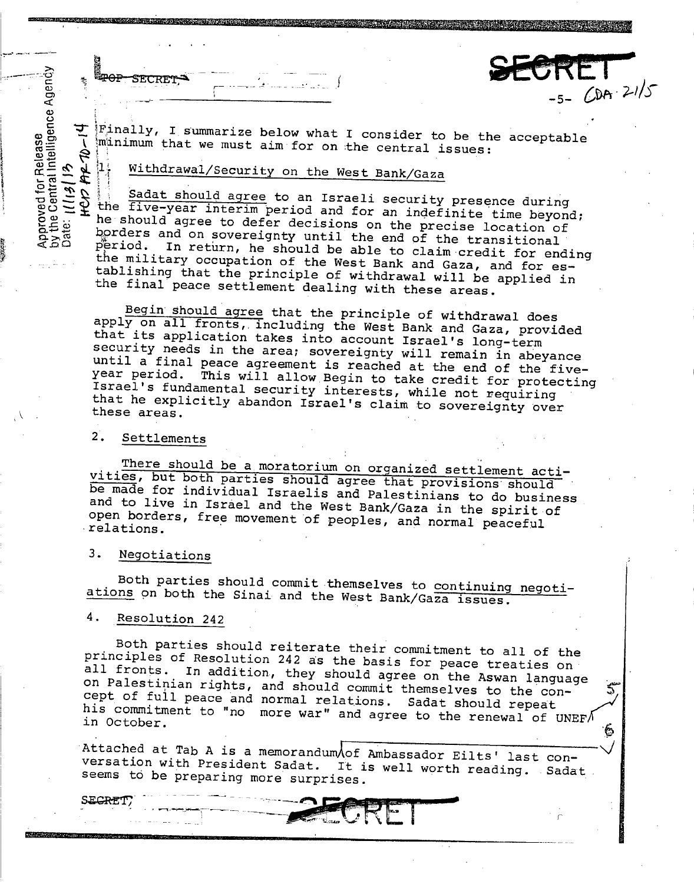TOP SECRET

SECRET

Finally, I summarize below what I consider to be the acceptable minimum that we must aim for on the central issues:

1. Withdrawal/Security on the West Bank/Gaza

Sadat should agree to an Israeli security presence during the five-year interim period and for an indefinite time beyond; he should agree to defer decisions on the precise location of borders and on sovereignty until the end of the transitional period. In return, he should be able to claim credit for ending the military occupation of the West Bank and Gaza, and for establishing that the principle of withdrawal will be applied in the final peace settlement dealing with these areas.

Begin should agree that the principle of withdrawal does apply on all fronts, including the West Bank and Gaza, provided that its application takes into account Israel's long-term security needs in the area; sovereignty will remain in abeyance until a final peace agreement is reached at the end of the five-year period. This will allow Begin to take credit for protecting Israel's fundamental security interests, while not requiring that he explicitly abandon Israel's claim to sovereignty over these areas.

2. Settlements

There should be a moratorium on organized settlement activities, but both parties should agree that provisions should be made for individual Israelis and Palestinians to do business and to live in Israel and the West Bank/Gaza in the spirit of open borders, free movement of peoples, and normal peaceful relations.

3. Negotiations

Both parties should commit themselves to continuing negotiations on both the Sinai and the West Bank/Gaza issues.

4. Resolution 242

Both parties should reiterate their commitment to all of the principles of Resolution 242 as the basis for peace treaties on all fronts. In addition, they should agree on the Aswan language on Palestinian rights, and should commit themselves to the concept of full peace and normal relations. Sadat should repeat his commitment to "no more war" and agree to the renewal of UNEF in October.

Attached at Tab A is a memorandum of Ambassador Eilts' last conversation with President Sadat. It is well worth reading. Sadat seems to be preparing more surprises.

SECRET

SECRET